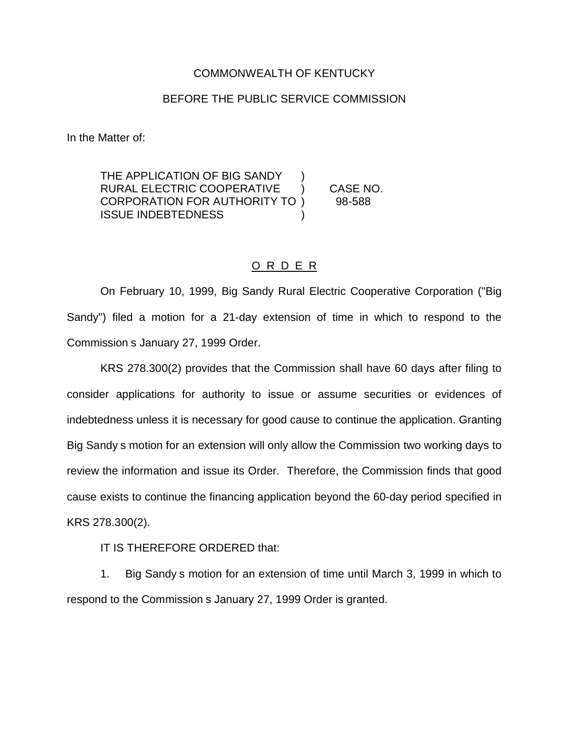COMMONWEALTH OF KENTUCKY

BEFORE THE PUBLIC SERVICE COMMISSION

In the Matter of:

THE APPLICATION OF BIG SANDY RURAL ELECTRIC COOPERATIVE CORPORATION FOR AUTHORITY TO ISSUE INDEBTEDNESS ) CASE NO. 98-588

O R D E R

On February 10, 1999, Big Sandy Rural Electric Cooperative Corporation ("Big Sandy") filed a motion for a 21-day extension of time in which to respond to the Commission s January 27, 1999 Order.

KRS 278.300(2) provides that the Commission shall have 60 days after filing to consider applications for authority to issue or assume securities or evidences of indebtedness unless it is necessary for good cause to continue the application. Granting Big Sandy s motion for an extension will only allow the Commission two working days to review the information and issue its Order. Therefore, the Commission finds that good cause exists to continue the financing application beyond the 60-day period specified in KRS 278.300(2).

IT IS THEREFORE ORDERED that:

1. Big Sandy s motion for an extension of time until March 3, 1999 in which to respond to the Commission s January 27, 1999 Order is granted.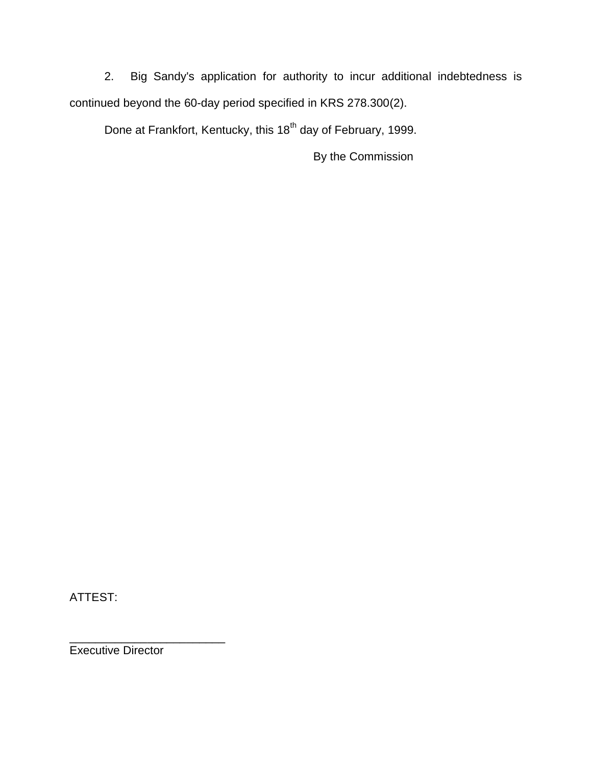2. Big Sandy's application for authority to incur additional indebtedness is continued beyond the 60-day period specified in KRS 278.300(2).

Done at Frankfort, Kentucky, this 18th day of February, 1999.

By the Commission

ATTEST:

_________________________
Executive Director